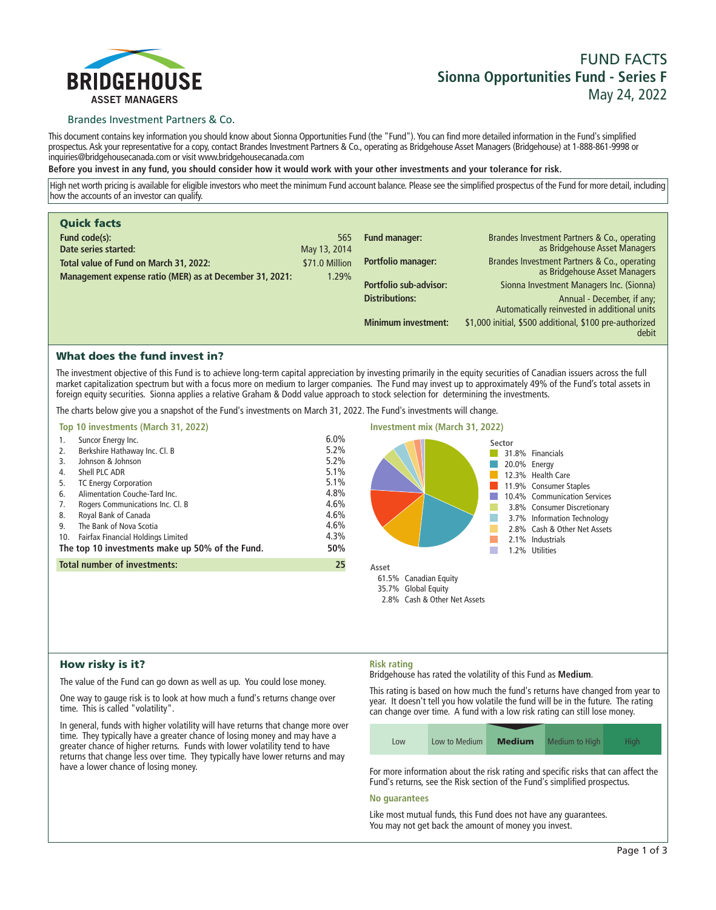BRIDGEHOUSE
ASSET MANAGERS

Brandes Investment Partners & Co.

# FUND FACTS
## Sionna Opportunities Fund - Series F
May 24, 2022

This document contains key information you should know about Sionna Opportunities Fund (the "Fund"). You can find more detailed information in the Fund's simplified prospectus. Ask your representative for a copy, contact Brandes Investment Partners & Co., operating as Bridgehouse Asset Managers (Bridgehouse) at 1-888-861-9998 or inquiries@bridgehousecanada.com or visit www.bridgehousecanada.com

**Before you invest in any fund, you should consider how it would work with your other investments and your tolerance for risk.**

High net worth pricing is available for eligible investors who meet the minimum Fund account balance. Please see the simplified prospectus of the Fund for more detail, including how the accounts of an investor can qualify.

## Quick facts

| | |
|---|---|
| **Fund code(s):** | 565 |
| **Date series started:** | May 13, 2014 |
| **Total value of Fund on March 31, 2022:** | $71.0 Million |
| **Management expense ratio (MER) as at December 31, 2021:** | 1.29% |
| **Fund manager:** | Brandes Investment Partners & Co., operating as Bridgehouse Asset Managers |
| **Portfolio manager:** | Brandes Investment Partners & Co., operating as Bridgehouse Asset Managers |
| **Portfolio sub-advisor:** | Sionna Investment Managers Inc. (Sionna) |
| **Distributions:** | Annual - December, if any; Automatically reinvested in additional units |
| **Minimum investment:** | $1,000 initial, $500 additional, $100 pre-authorized debit |

## What does the fund invest in?

The investment objective of this Fund is to achieve long-term capital appreciation by investing primarily in the equity securities of Canadian issuers across the full market capitalization spectrum but with a focus more on medium to larger companies. The Fund may invest up to approximately 49% of the Fund's total assets in foreign equity securities. Sionna applies a relative Graham & Dodd value approach to stock selection for determining the investments.

The charts below give you a snapshot of the Fund's investments on March 31, 2022. The Fund's investments will change.

### Top 10 investments (March 31, 2022)

| | | |
|---|---|---|
| 1. | Suncor Energy Inc. | 6.0% |
| 2. | Berkshire Hathaway Inc. Cl. B | 5.2% |
| 3. | Johnson & Johnson | 5.2% |
| 4. | Shell PLC ADR | 5.1% |
| 5. | TC Energy Corporation | 5.1% |
| 6. | Alimentation Couche-Tard Inc. | 4.8% |
| 7. | Rogers Communications Inc. Cl. B | 4.6% |
| 8. | Royal Bank of Canada | 4.6% |
| 9. | The Bank of Nova Scotia | 4.6% |
| 10. | Fairfax Financial Holdings Limited | 4.3% |
| | **The top 10 investments make up 50% of the Fund.** | **50%** |
| | **Total number of investments:** | **25** |

### Investment mix (March 31, 2022)

**Sector**

| | |
|---|---|
| 31.8% | Financials |
| 20.0% | Energy |
| 12.3% | Health Care |
| 11.9% | Consumer Staples |
| 10.4% | Communication Services |
| 3.8% | Consumer Discretionary |
| 3.7% | Information Technology |
| 2.8% | Cash & Other Net Assets |
| 2.1% | Industrials |
| 1.2% | Utilities |

**Asset**

| | |
|---|---|
| 61.5% | Canadian Equity |
| 35.7% | Global Equity |
| 2.8% | Cash & Other Net Assets |

## How risky is it?

The value of the Fund can go down as well as up. You could lose money.

One way to gauge risk is to look at how much a fund's returns change over time. This is called "volatility".

In general, funds with higher volatility will have returns that change more over time. They typically have a greater chance of losing money and may have a greater chance of higher returns. Funds with lower volatility tend to have returns that change less over time. They typically have lower returns and may have a lower chance of losing money.

### Risk rating

Bridgehouse has rated the volatility of this Fund as **Medium**.

This rating is based on how much the fund's returns have changed from year to year. It doesn't tell you how volatile the fund will be in the future. The rating can change over time. A fund with a low risk rating can still lose money.

| Low | Low to Medium | **Medium** | Medium to High | High |
|---|---|---|---|---|

For more information about the risk rating and specific risks that can affect the Fund's returns, see the Risk section of the Fund's simplified prospectus.

### No guarantees

Like most mutual funds, this Fund does not have any guarantees. You may not get back the amount of money you invest.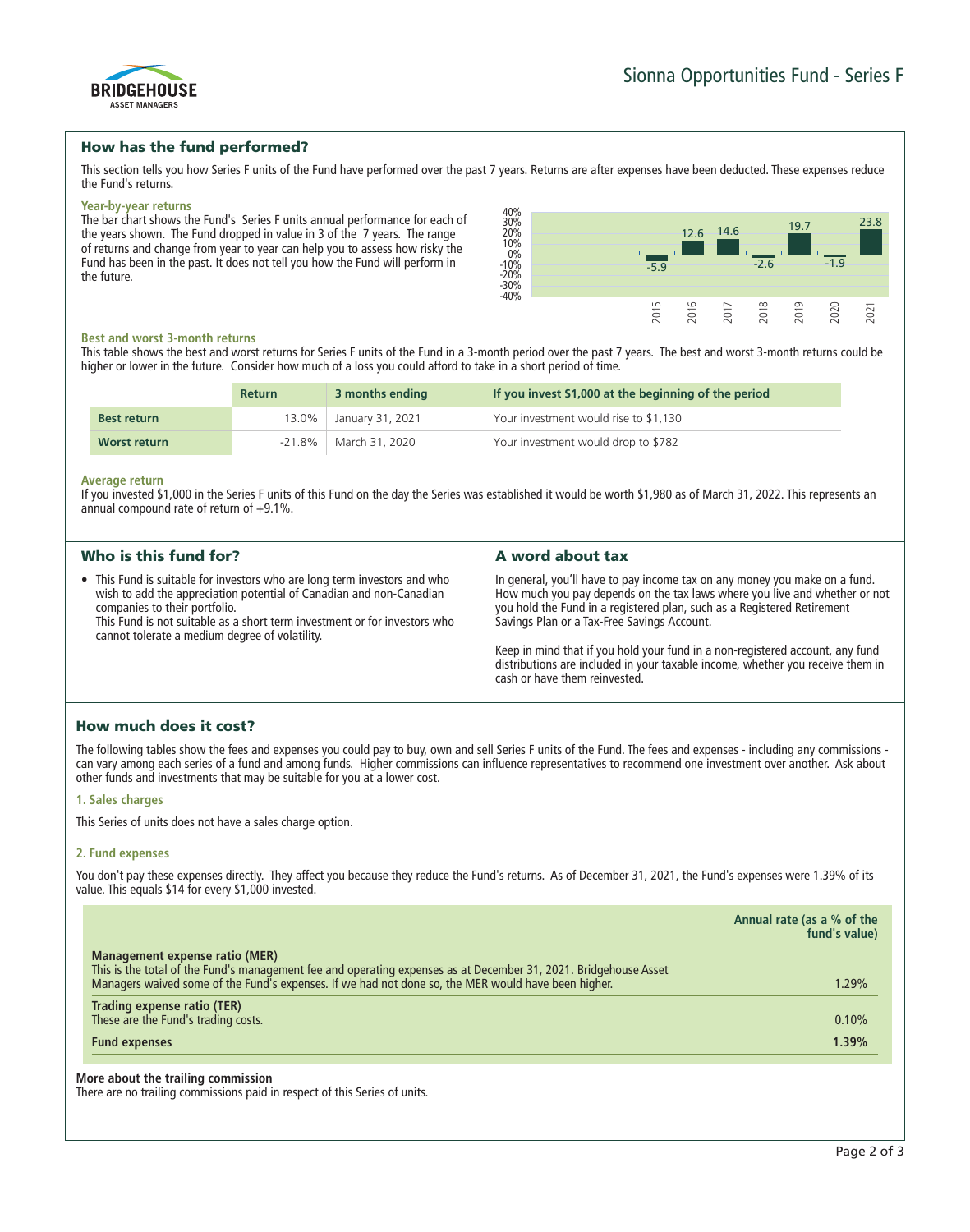## How has the fund performed?

This section tells you how Series F units of the Fund have performed over the past 7 years. Returns are after expenses have been deducted. These expenses reduce the Fund's returns.

### Year-by-year returns

The bar chart shows the Fund's Series F units annual performance for each of the years shown. The Fund dropped in value in 3 of the 7 years. The range of returns and change from year to year can help you to assess how risky the Fund has been in the past. It does not tell you how the Fund will perform in the future.

| Year | Return (%) |
|---|---|
| 2015 | -5.9 |
| 2016 | 12.6 |
| 2017 | 14.6 |
| 2018 | -2.6 |
| 2019 | 19.7 |
| 2020 | -1.9 |
| 2021 | 23.8 |

### Best and worst 3-month returns

This table shows the best and worst returns for Series F units of the Fund in a 3-month period over the past 7 years. The best and worst 3-month returns could be higher or lower in the future. Consider how much of a loss you could afford to take in a short period of time.

| | Return | 3 months ending | If you invest $1,000 at the beginning of the period |
|---|---|---|---|
| **Best return** | 13.0% | January 31, 2021 | Your investment would rise to $1,130 |
| **Worst return** | -21.8% | March 31, 2020 | Your investment would drop to $782 |

### Average return

If you invested $1,000 in the Series F units of this Fund on the day the Series was established it would be worth $1,980 as of March 31, 2022. This represents an annual compound rate of return of +9.1%.

## Who is this fund for?

- This Fund is suitable for investors who are long term investors and who wish to add the appreciation potential of Canadian and non-Canadian companies to their portfolio.
  This Fund is not suitable as a short term investment or for investors who cannot tolerate a medium degree of volatility.

## A word about tax

In general, you'll have to pay income tax on any money you make on a fund. How much you pay depends on the tax laws where you live and whether or not you hold the Fund in a registered plan, such as a Registered Retirement Savings Plan or a Tax-Free Savings Account.

Keep in mind that if you hold your fund in a non-registered account, any fund distributions are included in your taxable income, whether you receive them in cash or have them reinvested.

## How much does it cost?

The following tables show the fees and expenses you could pay to buy, own and sell Series F units of the Fund. The fees and expenses - including any commissions - can vary among each series of a fund and among funds. Higher commissions can influence representatives to recommend one investment over another. Ask about other funds and investments that may be suitable for you at a lower cost.

### 1. Sales charges

This Series of units does not have a sales charge option.

### 2. Fund expenses

You don't pay these expenses directly. They affect you because they reduce the Fund's returns. As of December 31, 2021, the Fund's expenses were 1.39% of its value. This equals $14 for every $1,000 invested.

| | Annual rate (as a % of the fund's value) |
|---|---|
| **Management expense ratio (MER)**<br>This is the total of the Fund's management fee and operating expenses as at December 31, 2021. Bridgehouse Asset Managers waived some of the Fund's expenses. If we had not done so, the MER would have been higher. | 1.29% |
| **Trading expense ratio (TER)**<br>These are the Fund's trading costs. | 0.10% |
| **Fund expenses** | **1.39%** |

### More about the trailing commission

There are no trailing commissions paid in respect of this Series of units.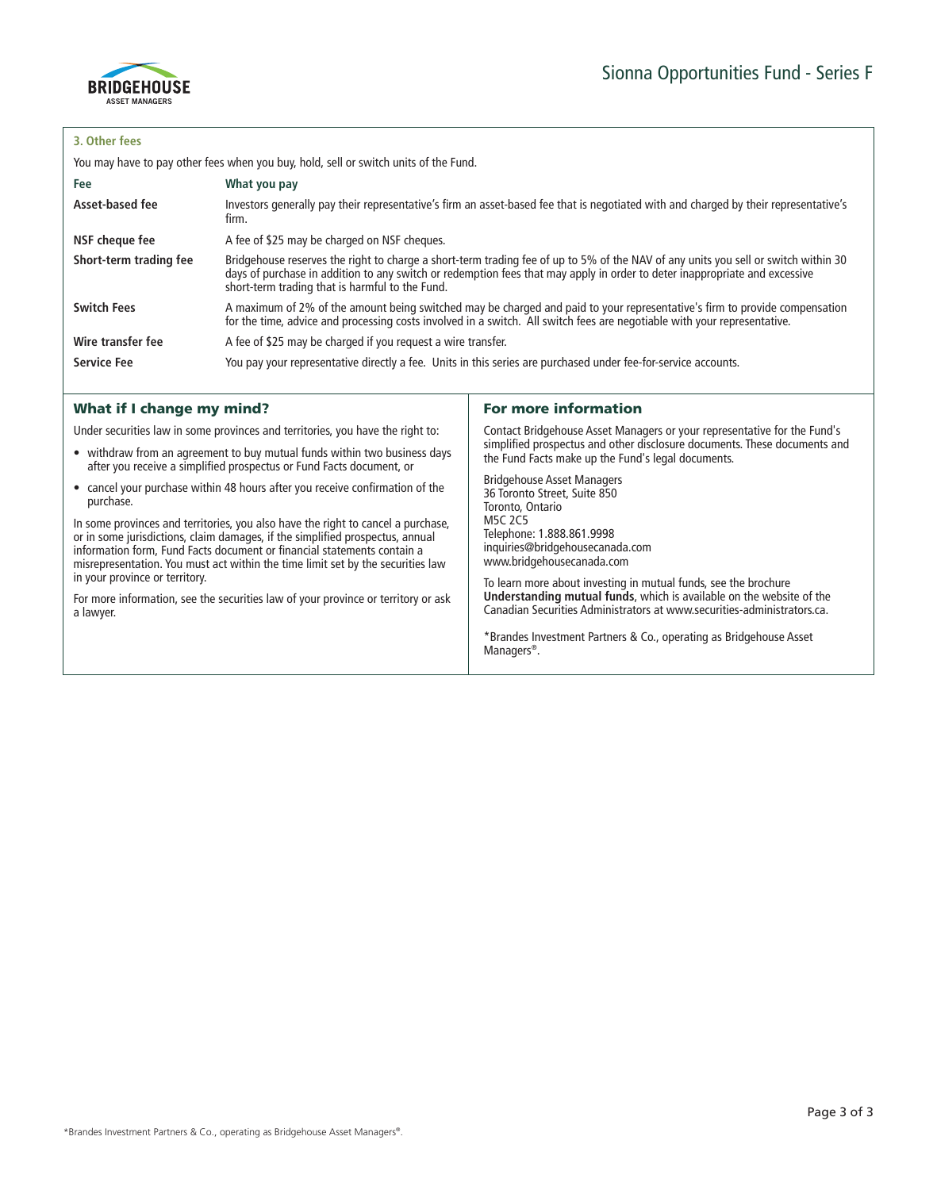### 3. Other fees

You may have to pay other fees when you buy, hold, sell or switch units of the Fund.

| Fee | What you pay |
|---|---|
| Asset-based fee | Investors generally pay their representative's firm an asset-based fee that is negotiated with and charged by their representative's firm. |
| NSF cheque fee | A fee of $25 may be charged on NSF cheques. |
| Short-term trading fee | Bridgehouse reserves the right to charge a short-term trading fee of up to 5% of the NAV of any units you sell or switch within 30 days of purchase in addition to any switch or redemption fees that may apply in order to deter inappropriate and excessive short-term trading that is harmful to the Fund. |
| Switch Fees | A maximum of 2% of the amount being switched may be charged and paid to your representative's firm to provide compensation for the time, advice and processing costs involved in a switch. All switch fees are negotiable with your representative. |
| Wire transfer fee | A fee of $25 may be charged if you request a wire transfer. |
| Service Fee | You pay your representative directly a fee. Units in this series are purchased under fee-for-service accounts. |

## What if I change my mind?

Under securities law in some provinces and territories, you have the right to:

- withdraw from an agreement to buy mutual funds within two business days after you receive a simplified prospectus or Fund Facts document, or
- cancel your purchase within 48 hours after you receive confirmation of the purchase.

In some provinces and territories, you also have the right to cancel a purchase, or in some jurisdictions, claim damages, if the simplified prospectus, annual information form, Fund Facts document or financial statements contain a misrepresentation. You must act within the time limit set by the securities law in your province or territory.

For more information, see the securities law of your province or territory or ask a lawyer.

## For more information

Contact Bridgehouse Asset Managers or your representative for the Fund's simplified prospectus and other disclosure documents. These documents and the Fund Facts make up the Fund's legal documents.

Bridgehouse Asset Managers
36 Toronto Street, Suite 850
Toronto, Ontario
M5C 2C5
Telephone: 1.888.861.9998
inquiries@bridgehousecanada.com
www.bridgehousecanada.com

To learn more about investing in mutual funds, see the brochure **Understanding mutual funds**, which is available on the website of the Canadian Securities Administrators at www.securities-administrators.ca.

*Brandes Investment Partners & Co., operating as Bridgehouse Asset Managers®.